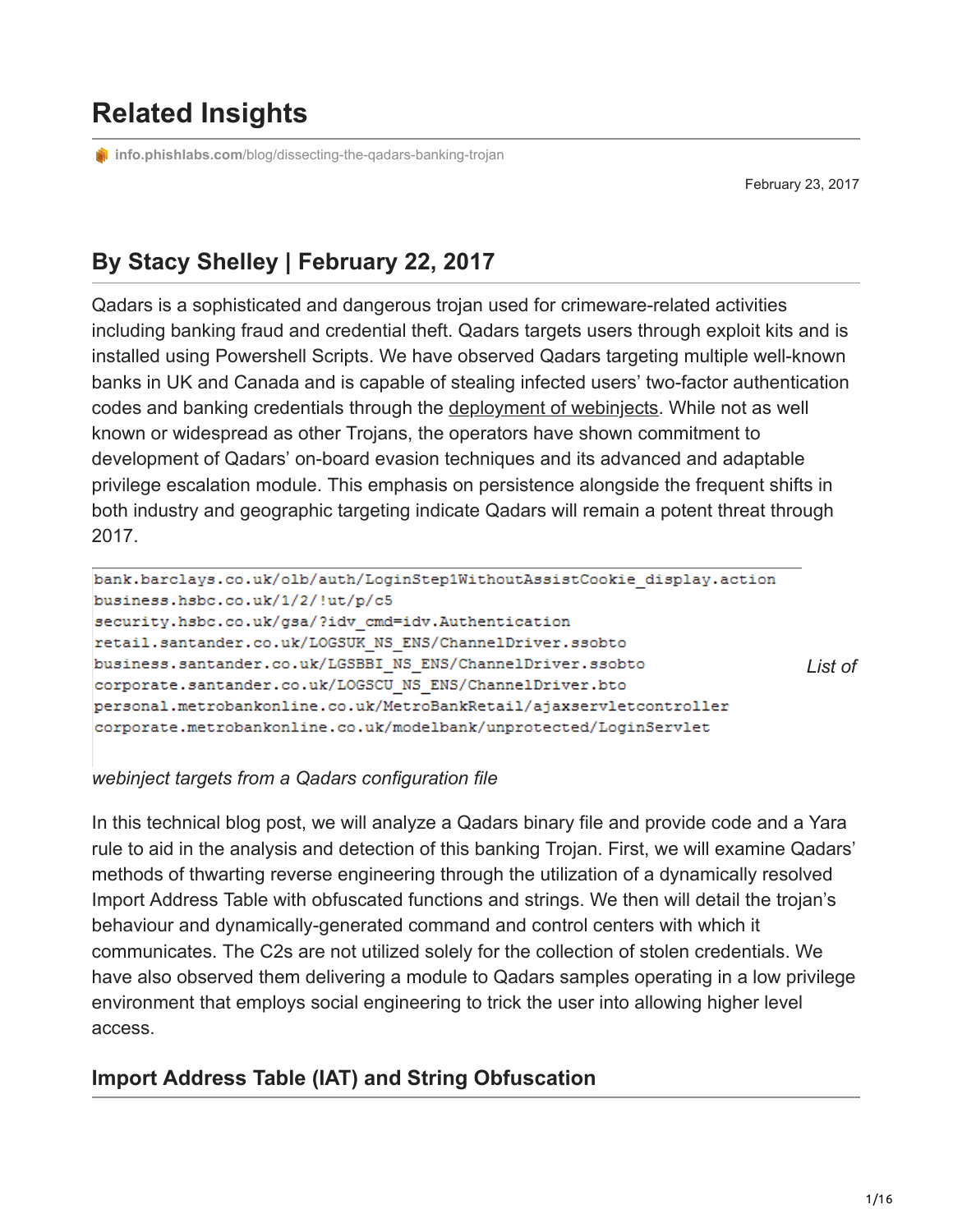# Related Insights

info.phishlabs.com/blog/dissecting-the-qadars-banking-trojan

February 23, 2017

## By Stacy Shelley | February 22, 2017

Qadars is a sophisticated and dangerous trojan used for crimeware-related activities including banking fraud and credential theft. Qadars targets users through exploit kits and is installed using Powershell Scripts. We have observed Qadars targeting multiple well-known banks in UK and Canada and is capable of stealing infected users' two-factor authentication codes and banking credentials through the deployment of webinjects. While not as well known or widespread as other Trojans, the operators have shown commitment to development of Qadars' on-board evasion techniques and its advanced and adaptable privilege escalation module. This emphasis on persistence alongside the frequent shifts in both industry and geographic targeting indicate Qadars will remain a potent threat through 2017.

```
bank.barclays.co.uk/olb/auth/LoginStep1WithoutAssistCookie_display.action
business.hsbc.co.uk/1/2/!ut/p/c5
security.hsbc.co.uk/gsa/?idv_cmd=idv.Authentication
retail.santander.co.uk/LOGSUK_NS_ENS/ChannelDriver.ssobto
business.santander.co.uk/LGSBBI_NS_ENS/ChannelDriver.ssobto
corporate.santander.co.uk/LOGSCU_NS_ENS/ChannelDriver.bto
personal.metrobankonline.co.uk/MetroBankRetail/ajaxservletcontroller
corporate.metrobankonline.co.uk/modelbank/unprotected/LoginServlet
```

*List of webinject targets from a Qadars configuration file*

In this technical blog post, we will analyze a Qadars binary file and provide code and a Yara rule to aid in the analysis and detection of this banking Trojan. First, we will examine Qadars' methods of thwarting reverse engineering through the utilization of a dynamically resolved Import Address Table with obfuscated functions and strings. We then will detail the trojan's behaviour and dynamically-generated command and control centers with which it communicates. The C2s are not utilized solely for the collection of stolen credentials. We have also observed them delivering a module to Qadars samples operating in a low privilege environment that employs social engineering to trick the user into allowing higher level access.

### Import Address Table (IAT) and String Obfuscation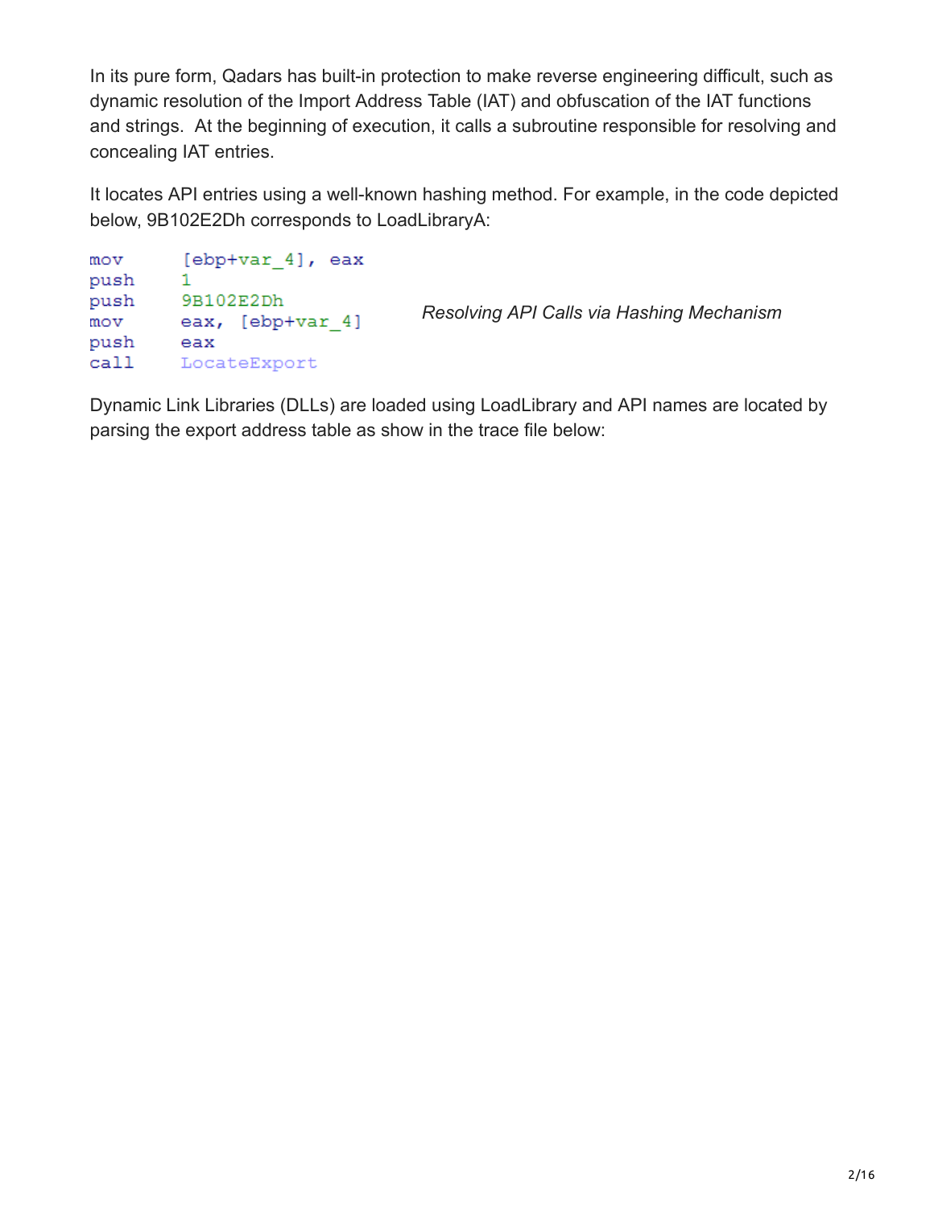In its pure form, Qadars has built-in protection to make reverse engineering difficult, such as dynamic resolution of the Import Address Table (IAT) and obfuscation of the IAT functions and strings. At the beginning of execution, it calls a subroutine responsible for resolving and concealing IAT entries.

It locates API entries using a well-known hashing method. For example, in the code depicted below, 9B102E2Dh corresponds to LoadLibraryA:

```
mov     [ebp+var_4], eax
push    1
push    9B102E2Dh
mov     eax, [ebp+var_4]
push    eax
call    LocateExport
```

*Resolving API Calls via Hashing Mechanism*

Dynamic Link Libraries (DLLs) are loaded using LoadLibrary and API names are located by parsing the export address table as show in the trace file below: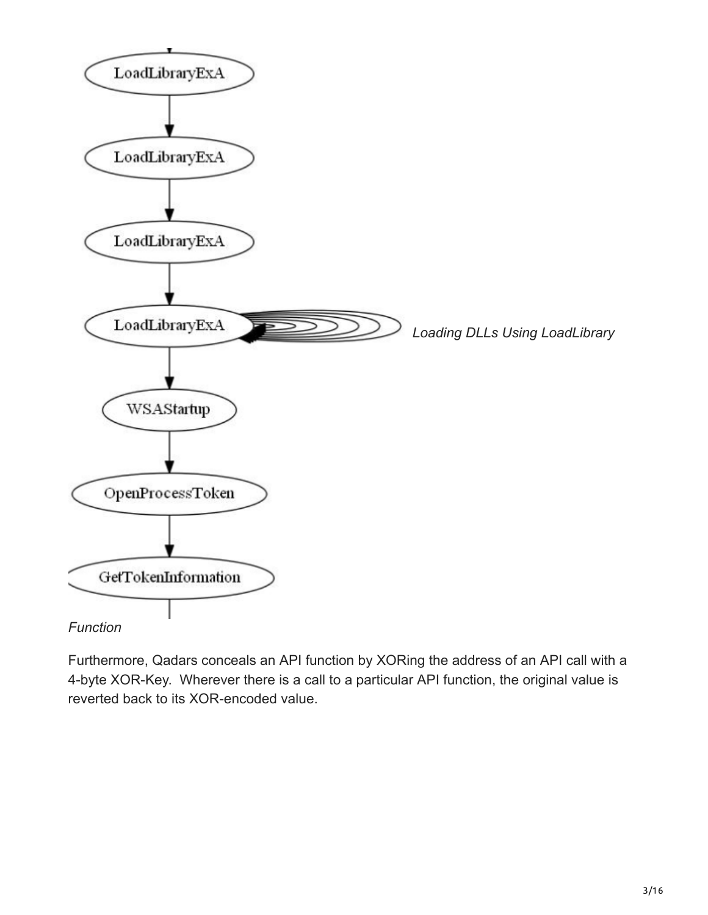*Loading DLLs Using LoadLibrary Function*

Furthermore, Qadars conceals an API function by XORing the address of an API call with a 4-byte XOR-Key. Wherever there is a call to a particular API function, the original value is reverted back to its XOR-encoded value.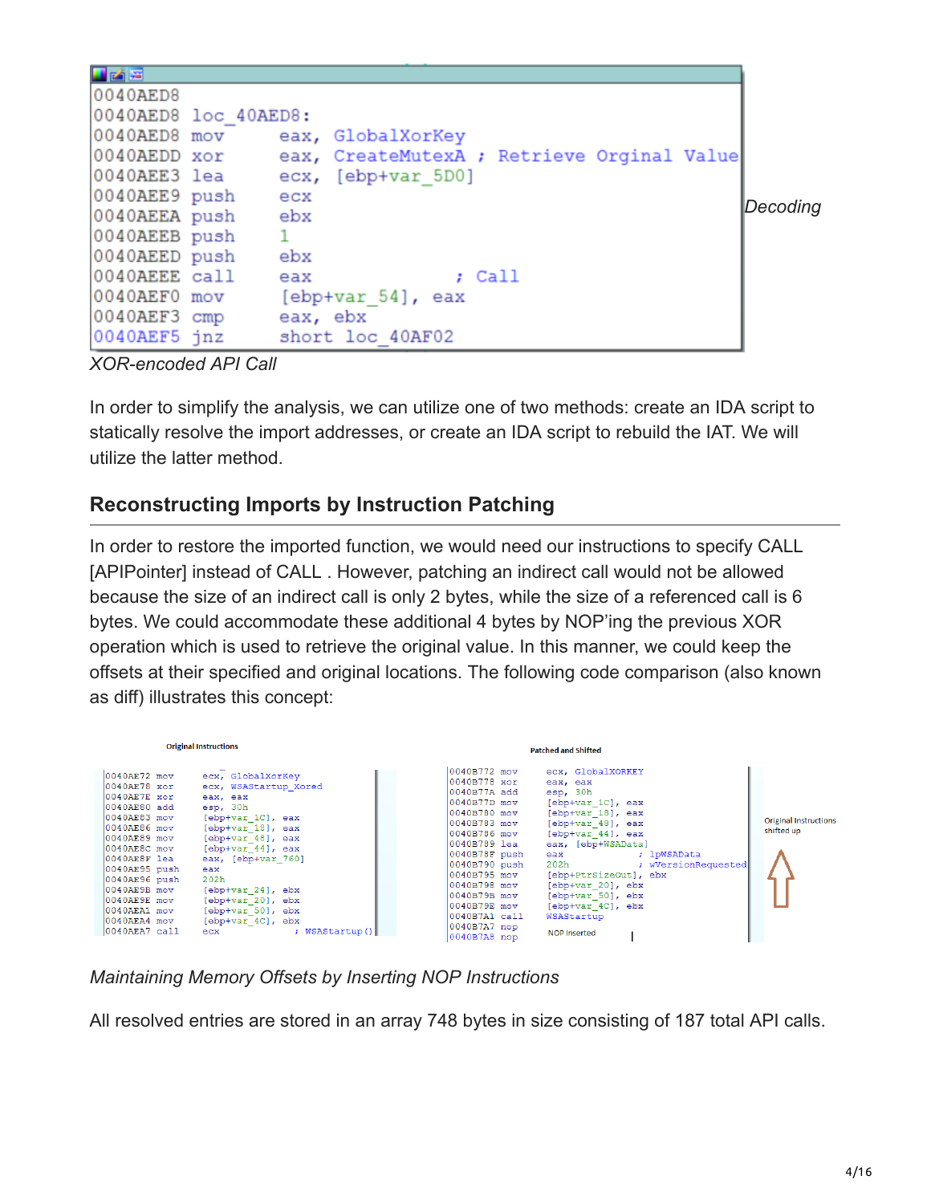```
0040AED8
0040AED8 loc_40AED8:
0040AED8 mov     eax, GlobalXorKey
0040AEDD xor     eax, CreateMutexA ; Retrieve Orginal Value
0040AEE3 lea     ecx, [ebp+var_5D0]
0040AEE9 push    ecx
0040AEEA push    ebx
0040AEEB push    1
0040AEED push    ebx
0040AEEE call    eax              ; Call
0040AEF0 mov     [ebp+var_54], eax
0040AEF3 cmp     eax, ebx
0040AEF5 jnz     short loc_40AF02
```

*Decoding*

*XOR-encoded API Call*

In order to simplify the analysis, we can utilize one of two methods: create an IDA script to statically resolve the import addresses, or create an IDA script to rebuild the IAT. We will utilize the latter method.

## Reconstructing Imports by Instruction Patching

In order to restore the imported function, we would need our instructions to specify CALL [APIPointer] instead of CALL . However, patching an indirect call would not be allowed because the size of an indirect call is only 2 bytes, while the size of a referenced call is 6 bytes. We could accommodate these additional 4 bytes by NOP'ing the previous XOR operation which is used to retrieve the original value. In this manner, we could keep the offsets at their specified and original locations. The following code comparison (also known as diff) illustrates this concept:

**Original Instructions**

```
0040AE72 mov     ecx, GlobalXorKey
0040AE78 xor     ecx, WSAStartup_Xored
0040AE7E xor     eax, eax
0040AE80 add     esp, 30h
0040AE83 mov     [ebp+var_1C], eax
0040AE86 mov     [ebp+var_18], eax
0040AE89 mov     [ebp+var_48], eax
0040AE8C mov     [ebp+var_44], eax
0040AE8F lea     eax, [ebp+var_760]
0040AE95 push    eax
0040AE96 push    202h
0040AE9B mov     [ebp+var_24], ebx
0040AE9E mov     [ebp+var_20], ebx
0040AEA1 mov     [ebp+var_50], ebx
0040AEA4 mov     [ebp+var_4C], ebx
0040AEA7 call    ecx              ; WSAStartup()
```

**Patched and Shifted**

```
0040B772 mov     ecx, GlobalXORKEY
0040B778 xor     eax, eax
0040B77A add     esp, 30h
0040B77D mov     [ebp+var_1C], eax
0040B780 mov     [ebp+var_18], eax
0040B783 mov     [ebp+var_48], eax
0040B786 mov     [ebp+var_44], eax
0040B789 lea     eax, [ebp+WSAData]
0040B78F push    eax              ; lpWSAData
0040B790 push    202h             ; wVersionRequested
0040B795 mov     [ebp+PtrSizeOut], ebx
0040B798 mov     [ebp+var_20], ebx
0040B79B mov     [ebp+var_50], ebx
0040B79E mov     [ebp+var_4C], ebx
0040B7A1 call    WSAStartup
0040B7A7 nop                      NOP Inserted
0040B7A8 nop
```

Original Instructions shifted up

*Maintaining Memory Offsets by Inserting NOP Instructions*

All resolved entries are stored in an array 748 bytes in size consisting of 187 total API calls.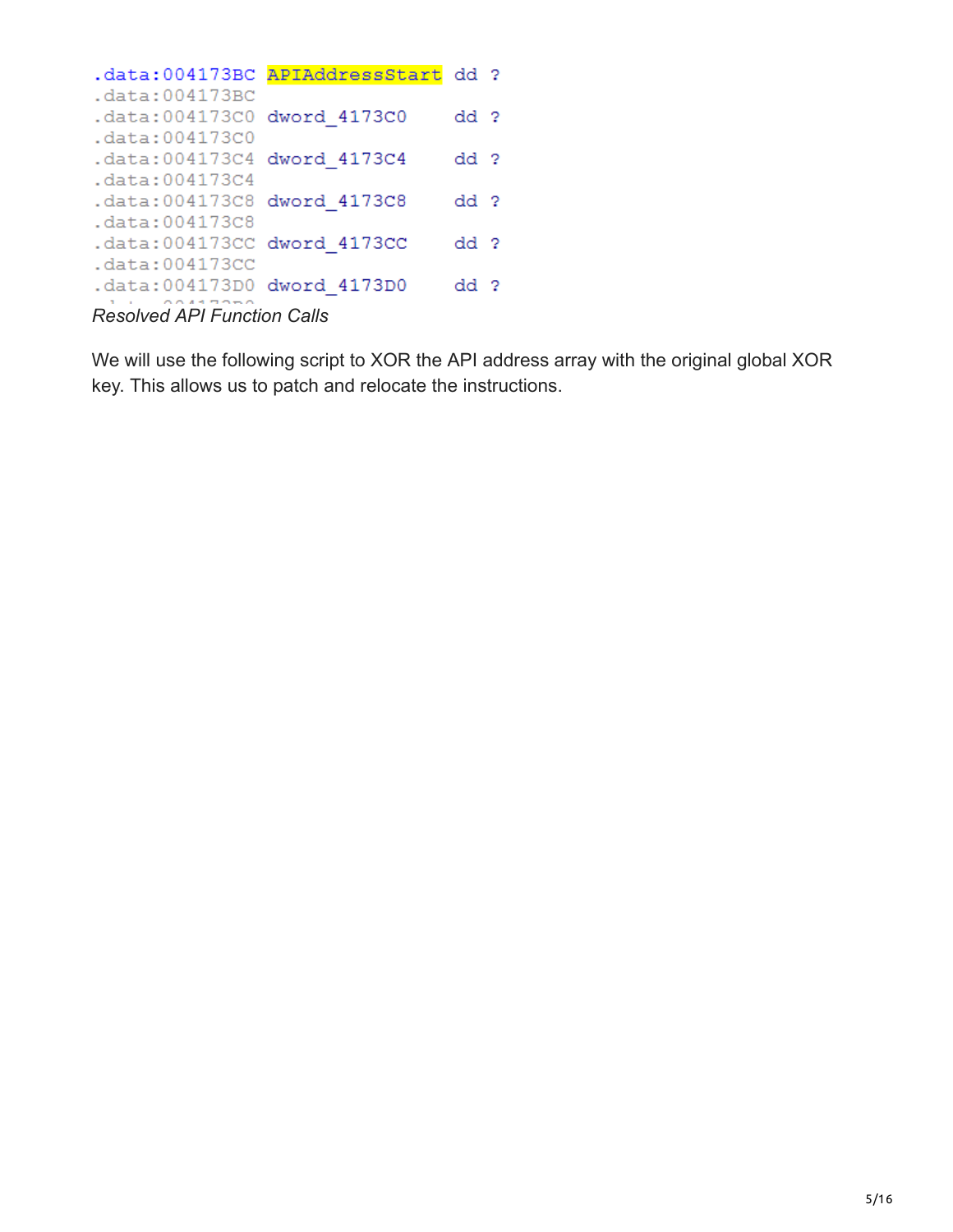```
.data:004173BC APIAddressStart dd ?
.data:004173BC
.data:004173C0 dword_4173C0    dd ?
.data:004173C0
.data:004173C4 dword_4173C4    dd ?
.data:004173C4
.data:004173C8 dword_4173C8    dd ?
.data:004173C8
.data:004173CC dword_4173CC    dd ?
.data:004173CC
.data:004173D0 dword_4173D0    dd ?
```

*Resolved API Function Calls*

We will use the following script to XOR the API address array with the original global XOR key. This allows us to patch and relocate the instructions.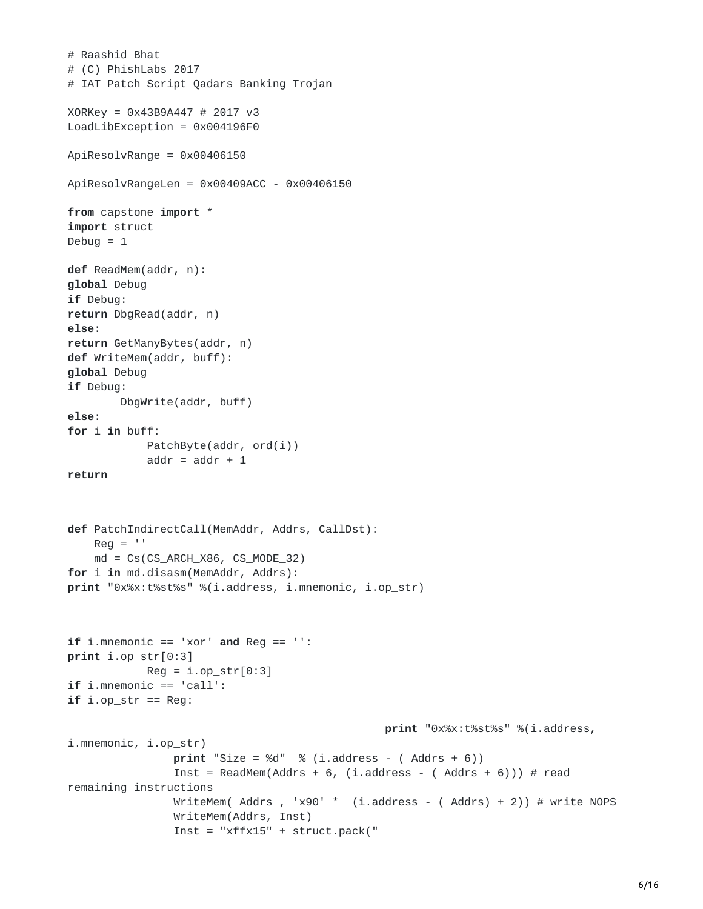```
# Raashid Bhat
# (C) PhishLabs 2017
# IAT Patch Script Qadars Banking Trojan

XORKey = 0x43B9A447 # 2017 v3
LoadLibException = 0x004196F0

ApiResolvRange = 0x00406150

ApiResolvRangeLen = 0x00409ACC - 0x00406150

from capstone import *
import struct
Debug = 1

def ReadMem(addr, n):
global Debug
if Debug:
return DbgRead(addr, n)
else:
return GetManyBytes(addr, n)
def WriteMem(addr, buff):
global Debug
if Debug:
        DbgWrite(addr, buff)
else:
for i in buff:
            PatchByte(addr, ord(i))
            addr = addr + 1
return



def PatchIndirectCall(MemAddr, Addrs, CallDst):
    Reg = ''
    md = Cs(CS_ARCH_X86, CS_MODE_32)
for i in md.disasm(MemAddr, Addrs):
print "0x%x:t%st%s" %(i.address, i.mnemonic, i.op_str)



if i.mnemonic == 'xor' and Reg == '':
print i.op_str[0:3]
            Reg = i.op_str[0:3]
if i.mnemonic == 'call':
if i.op_str == Reg:

                                                print "0x%x:t%st%s" %(i.address,
i.mnemonic, i.op_str)
                print "Size = %d"  % (i.address - ( Addrs + 6))
                Inst = ReadMem(Addrs + 6, (i.address - ( Addrs + 6))) # read
remaining instructions
                WriteMem( Addrs , 'x90' *  (i.address - ( Addrs) + 2)) # write NOPS
                WriteMem(Addrs, Inst)
                Inst = "xffx15" + struct.pack("
```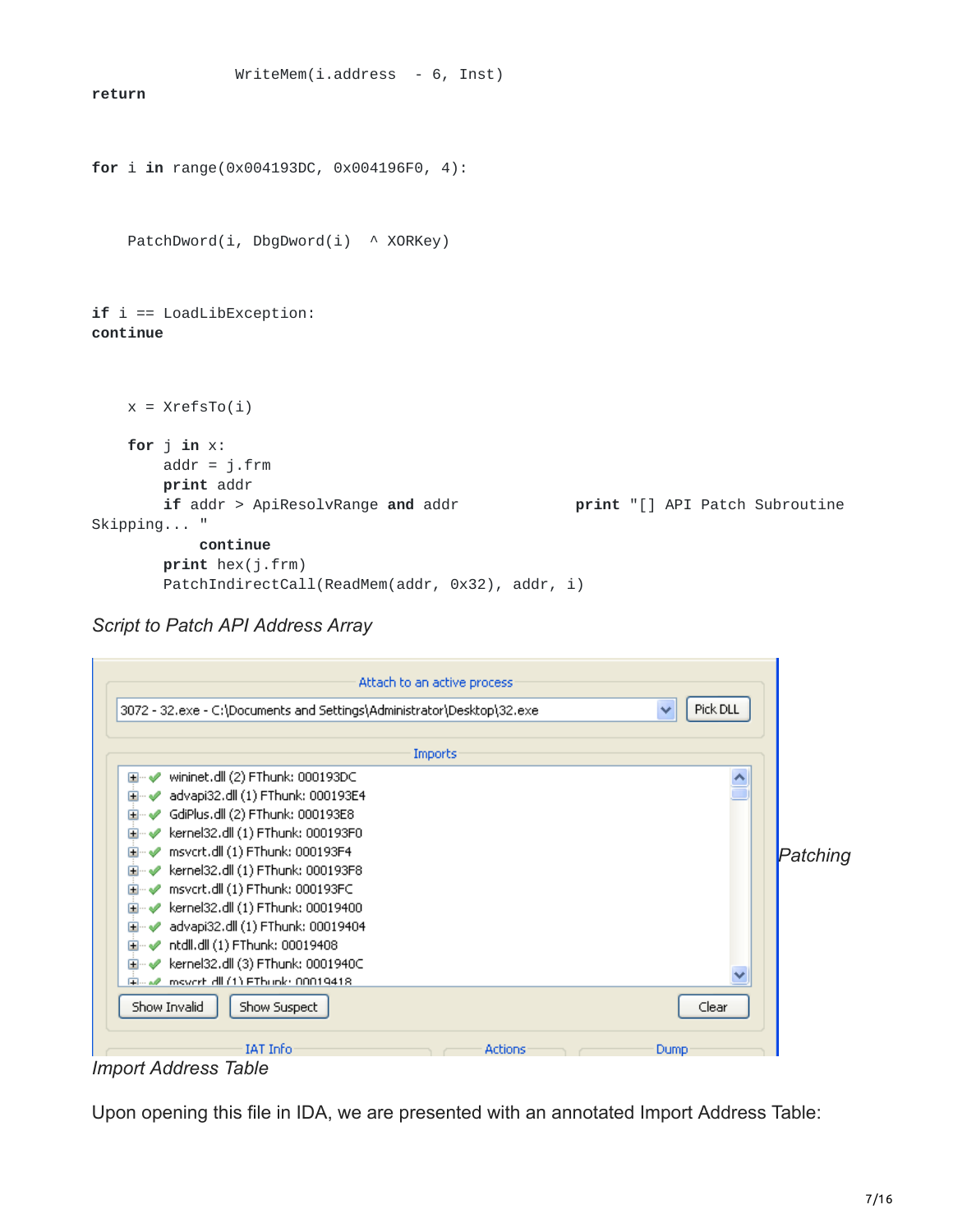```
                WriteMem(i.address  - 6, Inst)
return


for i in range(0x004193DC, 0x004196F0, 4):


    PatchDword(i, DbgDword(i)  ^ XORKey)


if i == LoadLibException:
continue



    x = XrefsTo(i)

    for j in x:
        addr = j.frm
        print addr
        if addr > ApiResolvRange and addr             print "[] API Patch Subroutine
Skipping... "
            continue
        print hex(j.frm)
        PatchIndirectCall(ReadMem(addr, 0x32), addr, i)
```

*Script to Patch API Address Array*

*Patching*

*Import Address Table*

Upon opening this file in IDA, we are presented with an annotated Import Address Table: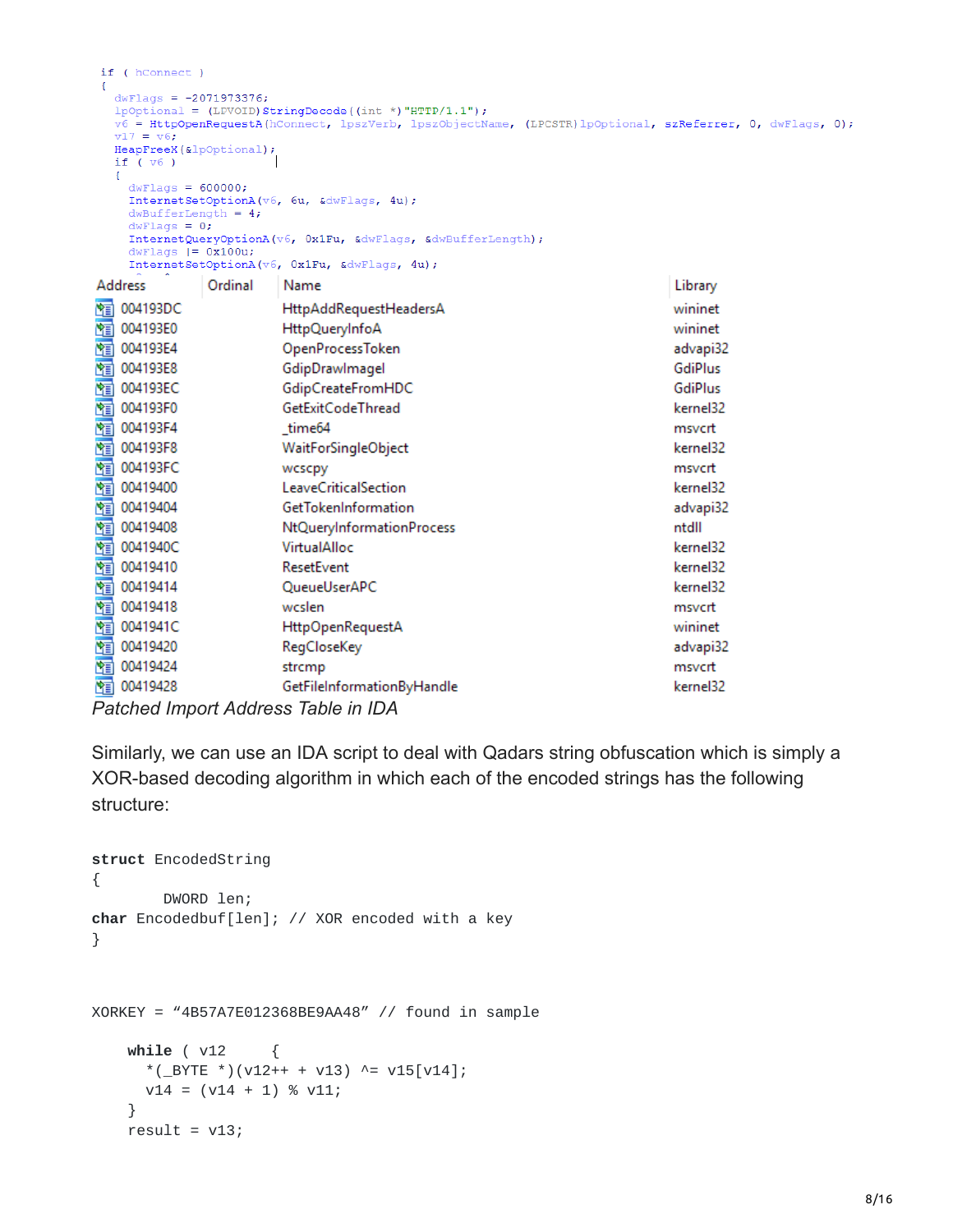```
if ( hConnect )
{
  dwFlags = -2071973376;
  lpOptional = (LPVOID)StringDecode((int *)"HTTP/1.1");
  v6 = HttpOpenRequestA(hConnect, lpszVerb, lpszObjectName, (LPCSTR)lpOptional, szReferrer, 0, dwFlags, 0);
  v17 = v6;
  HeapFreeX(&lpOptional);
  if ( v6 )
  {
    dwFlags = 600000;
    InternetSetOptionA(v6, 6u, &dwFlags, 4u);
    dwBufferLength = 4;
    dwFlags = 0;
    InternetQueryOptionA(v6, 0x1Fu, &dwFlags, &dwBufferLength);
    dwFlags |= 0x100u;
    InternetSetOptionA(v6, 0x1Fu, &dwFlags, 4u);
```

| Address | Ordinal | Name | Library |
|---|---|---|---|
| 004193DC | | HttpAddRequestHeadersA | wininet |
| 004193E0 | | HttpQueryInfoA | wininet |
| 004193E4 | | OpenProcessToken | advapi32 |
| 004193E8 | | GdipDrawImageI | GdiPlus |
| 004193EC | | GdipCreateFromHDC | GdiPlus |
| 004193F0 | | GetExitCodeThread | kernel32 |
| 004193F4 | | _time64 | msvcrt |
| 004193F8 | | WaitForSingleObject | kernel32 |
| 004193FC | | wcscpy | msvcrt |
| 00419400 | | LeaveCriticalSection | kernel32 |
| 00419404 | | GetTokenInformation | advapi32 |
| 00419408 | | NtQueryInformationProcess | ntdll |
| 0041940C | | VirtualAlloc | kernel32 |
| 00419410 | | ResetEvent | kernel32 |
| 00419414 | | QueueUserAPC | kernel32 |
| 00419418 | | wcslen | msvcrt |
| 0041941C | | HttpOpenRequestA | wininet |
| 00419420 | | RegCloseKey | advapi32 |
| 00419424 | | strcmp | msvcrt |
| 00419428 | | GetFileInformationByHandle | kernel32 |

*Patched Import Address Table in IDA*

Similarly, we can use an IDA script to deal with Qadars string obfuscation which is simply a XOR-based decoding algorithm in which each of the encoded strings has the following structure:

```
struct EncodedString
{
        DWORD len;
char Encodedbuf[len]; // XOR encoded with a key
}
```

```
XORKEY = “4B57A7E012368BE9AA48” // found in sample
```

```
    while ( v12     {
      *(_BYTE *)(v12++ + v13) ^= v15[v14];
      v14 = (v14 + 1) % v11;
    }
    result = v13;
```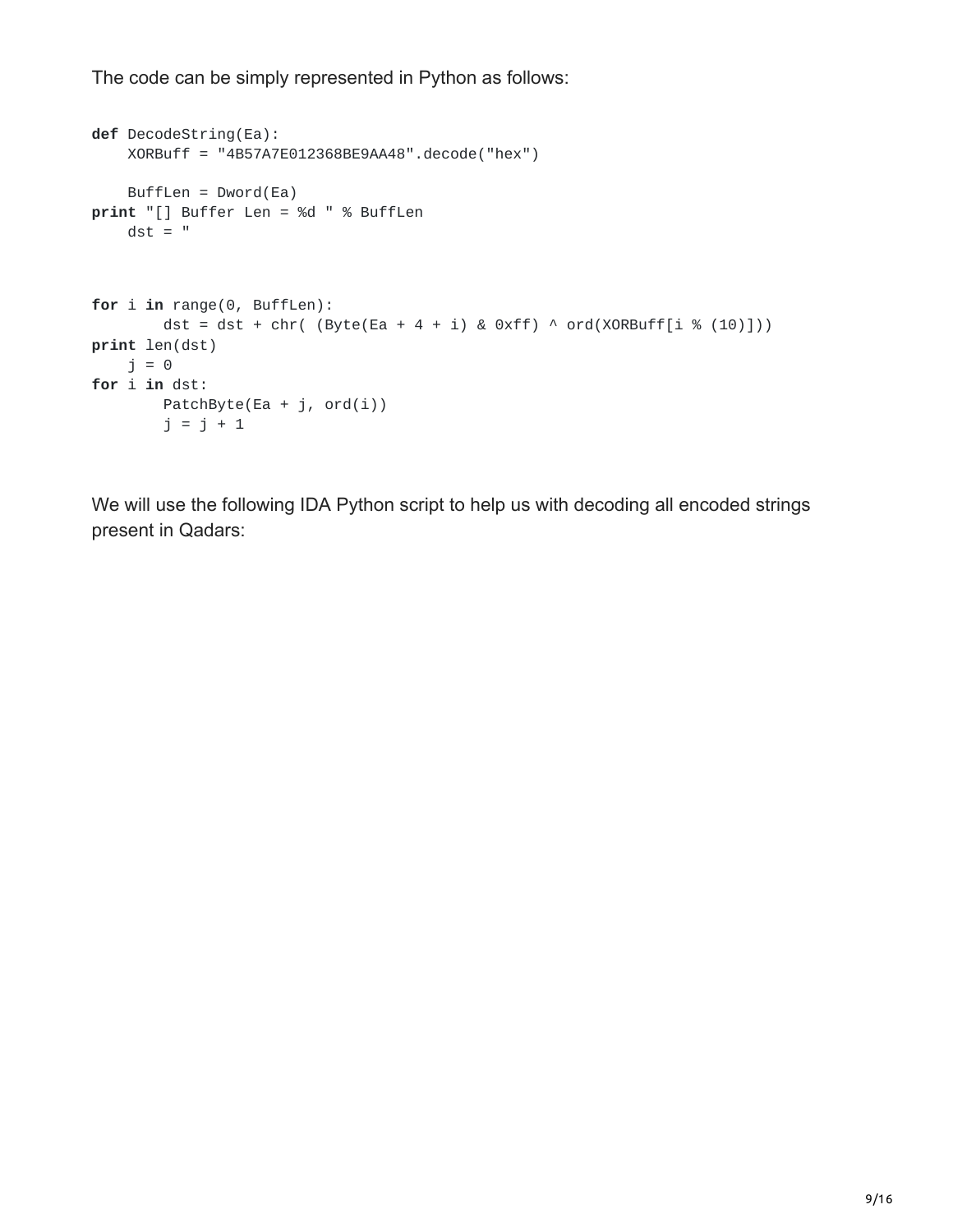The code can be simply represented in Python as follows:

```
def DecodeString(Ea):
    XORBuff = "4B57A7E012368BE9AA48".decode("hex")

    BuffLen = Dword(Ea)
print "[] Buffer Len = %d " % BuffLen
    dst = "



for i in range(0, BuffLen):
        dst = dst + chr( (Byte(Ea + 4 + i) & 0xff) ^ ord(XORBuff[i % (10)]))
print len(dst)
    j = 0
for i in dst:
        PatchByte(Ea + j, ord(i))
        j = j + 1
```

We will use the following IDA Python script to help us with decoding all encoded strings present in Qadars: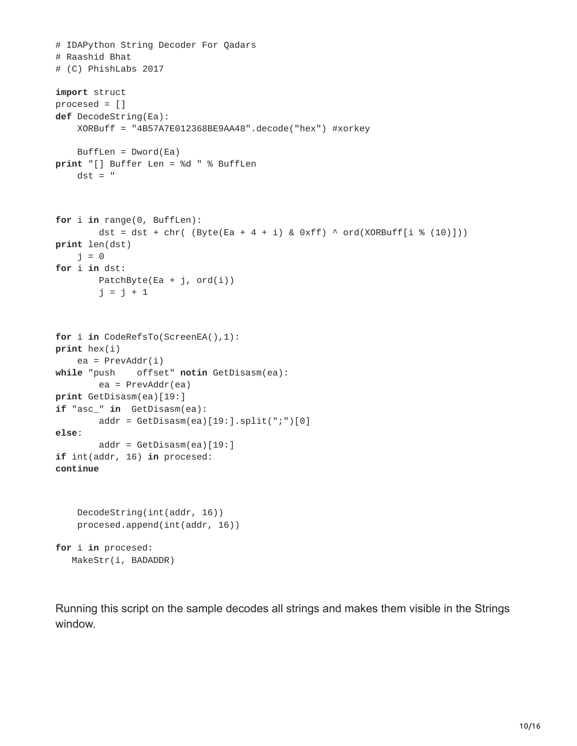```
# IDAPython String Decoder For Qadars
# Raashid Bhat
# (C) PhishLabs 2017

import struct
procesed = []
def DecodeString(Ea):
    XORBuff = "4B57A7E012368BE9AA48".decode("hex") #xorkey

    BuffLen = Dword(Ea)
print "[] Buffer Len = %d " % BuffLen
    dst = "


for i in range(0, BuffLen):
        dst = dst + chr( (Byte(Ea + 4 + i) & 0xff) ^ ord(XORBuff[i % (10)]))
print len(dst)
    j = 0
for i in dst:
        PatchByte(Ea + j, ord(i))
        j = j + 1



for i in CodeRefsTo(ScreenEA(),1):
print hex(i)
    ea = PrevAddr(i)
while "push    offset" notin GetDisasm(ea):
        ea = PrevAddr(ea)
print GetDisasm(ea)[19:]
if "asc_" in  GetDisasm(ea):
        addr = GetDisasm(ea)[19:].split(";")[0]
else:
        addr = GetDisasm(ea)[19:]
if int(addr, 16) in procesed:
continue


    DecodeString(int(addr, 16))
    procesed.append(int(addr, 16))

for i in procesed:
   MakeStr(i, BADADDR)
```

Running this script on the sample decodes all strings and makes them visible in the Strings window.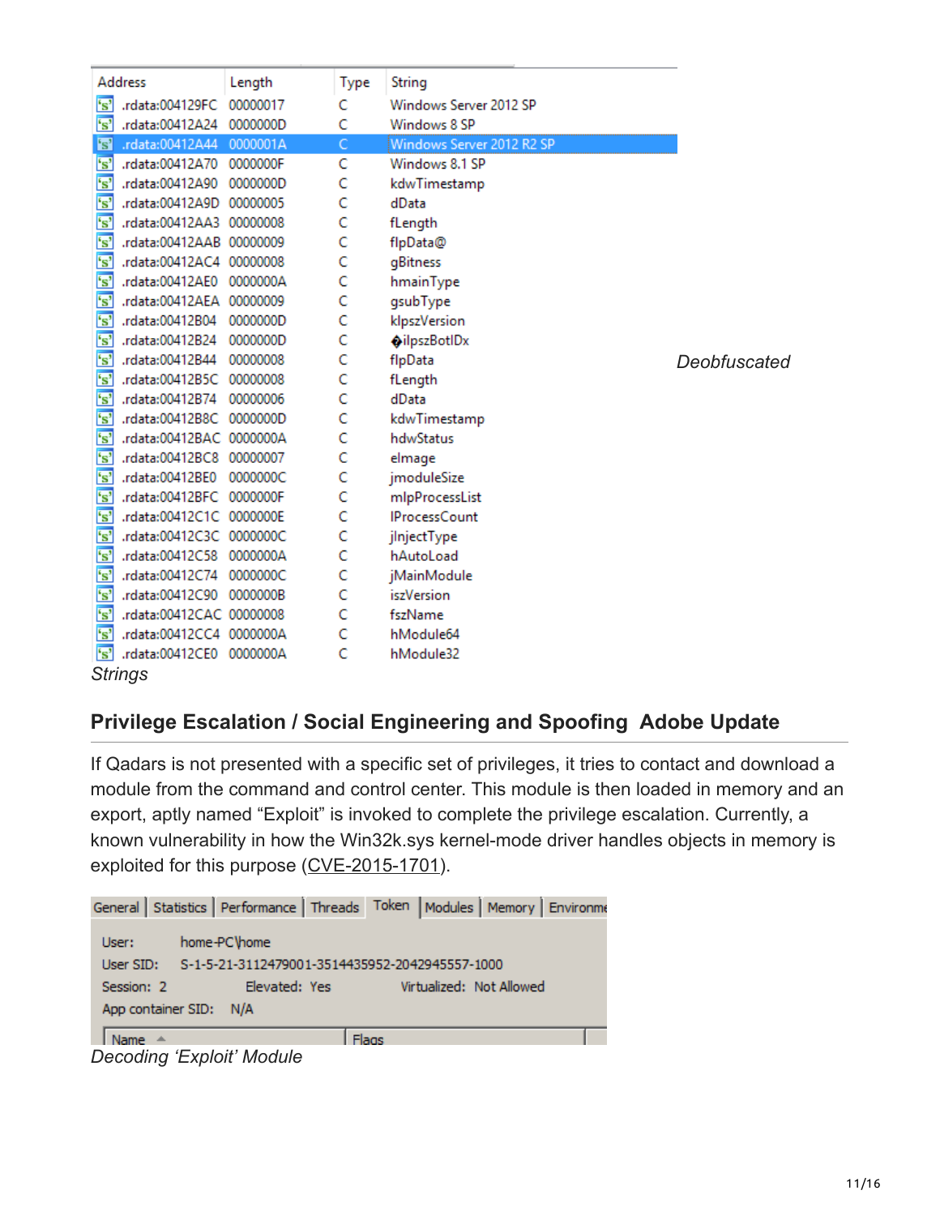| Address | Length | Type | String |
|---|---|---|---|
| .rdata:004129FC | 00000017 | C | Windows Server 2012 SP |
| .rdata:00412A24 | 0000000D | C | Windows 8 SP |
| .rdata:00412A44 | 0000001A | C | Windows Server 2012 R2 SP |
| .rdata:00412A70 | 0000000F | C | Windows 8.1 SP |
| .rdata:00412A90 | 0000000D | C | kdwTimestamp |
| .rdata:00412A9D | 00000005 | C | dData |
| .rdata:00412AA3 | 00000008 | C | fLength |
| .rdata:00412AAB | 00000009 | C | flpData@ |
| .rdata:00412AC4 | 00000008 | C | gBitness |
| .rdata:00412AE0 | 0000000A | C | hmainType |
| .rdata:00412AEA | 00000009 | C | gsubType |
| .rdata:00412B04 | 0000000D | C | klpszVersion |
| .rdata:00412B24 | 0000000D | C | �ilpszBotIDx |
| .rdata:00412B44 | 00000008 | C | flpData |
| .rdata:00412B5C | 00000008 | C | fLength |
| .rdata:00412B74 | 00000006 | C | dData |
| .rdata:00412B8C | 0000000D | C | kdwTimestamp |
| .rdata:00412BAC | 0000000A | C | hdwStatus |
| .rdata:00412BC8 | 00000007 | C | eImage |
| .rdata:00412BE0 | 0000000C | C | jmoduleSize |
| .rdata:00412BFC | 0000000F | C | mlpProcessList |
| .rdata:00412C1C | 0000000E | C | IProcessCount |
| .rdata:00412C3C | 0000000C | C | jInjectType |
| .rdata:00412C58 | 0000000A | C | hAutoLoad |
| .rdata:00412C74 | 0000000C | C | jMainModule |
| .rdata:00412C90 | 0000000B | C | iszVersion |
| .rdata:00412CAC | 00000008 | C | fszName |
| .rdata:00412CC4 | 0000000A | C | hModule64 |
| .rdata:00412CE0 | 0000000A | C | hModule32 |

*Deobfuscated*

*Strings*

## Privilege Escalation / Social Engineering and Spoofing Adobe Update

If Qadars is not presented with a specific set of privileges, it tries to contact and download a module from the command and control center. This module is then loaded in memory and an export, aptly named "Exploit" is invoked to complete the privilege escalation. Currently, a known vulnerability in how the Win32k.sys kernel-mode driver handles objects in memory is exploited for this purpose (CVE-2015-1701).

General | Statistics | Performance | Threads | Token | Modules | Memory | Environme

User: home-PC\home
User SID: S-1-5-21-3112479001-3514435952-2042945557-1000
Session: 2 Elevated: Yes Virtualized: Not Allowed
App container SID: N/A

| Name | Flags |
|---|---|

*Decoding 'Exploit' Module*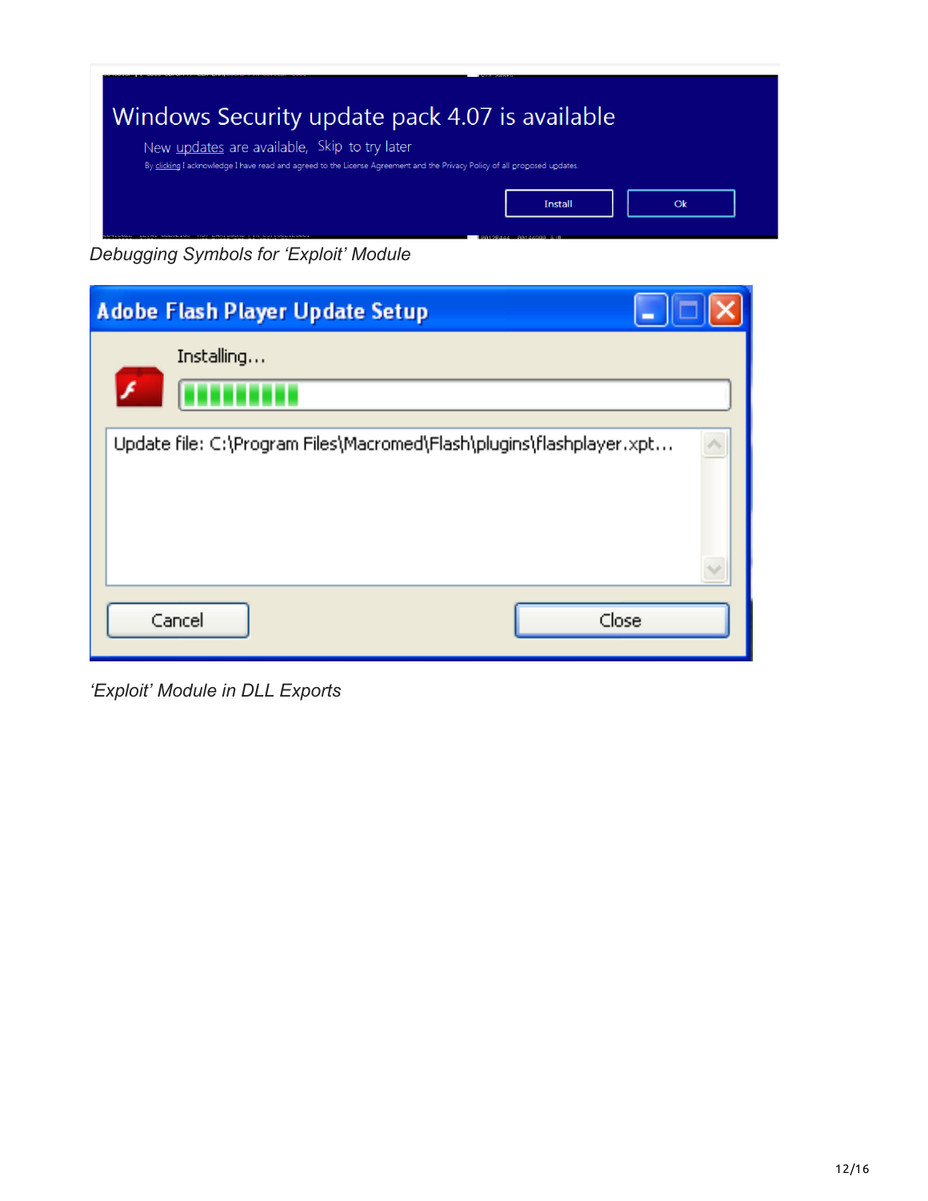*Debugging Symbols for ‘Exploit’ Module*

*‘Exploit’ Module in DLL Exports*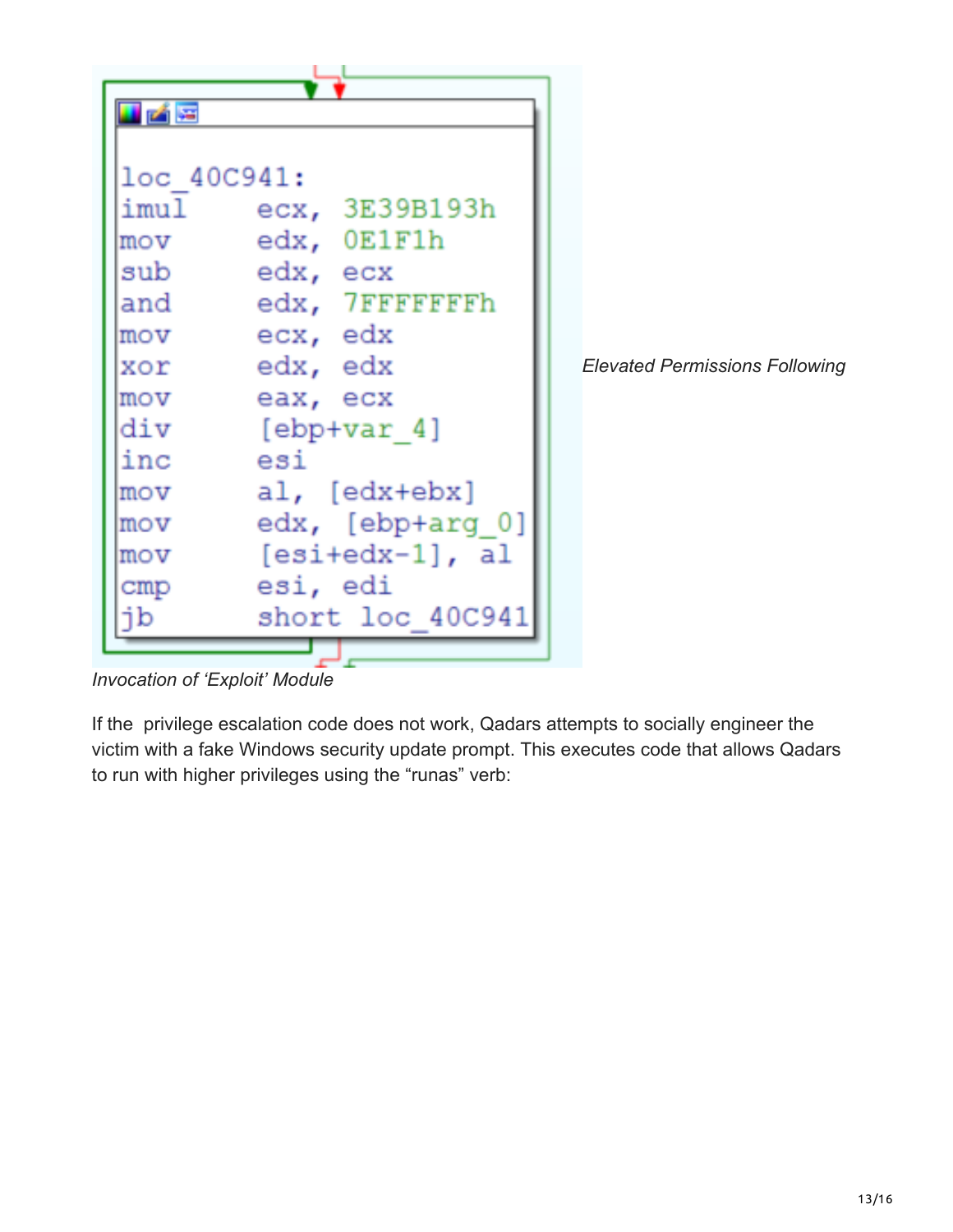```
loc_40C941:
imul    ecx, 3E39B193h
mov     edx, 0E1F1h
sub     edx, ecx
and     edx, 7FFFFFFFh
mov     ecx, edx
xor     edx, edx
mov     eax, ecx
div     [ebp+var_4]
inc     esi
mov     al, [edx+ebx]
mov     edx, [ebp+arg_0]
mov     [esi+edx-1], al
cmp     esi, edi
jb      short loc_40C941
```

*Elevated Permissions Following*

*Invocation of 'Exploit' Module*

If the privilege escalation code does not work, Qadars attempts to socially engineer the victim with a fake Windows security update prompt. This executes code that allows Qadars to run with higher privileges using the "runas" verb: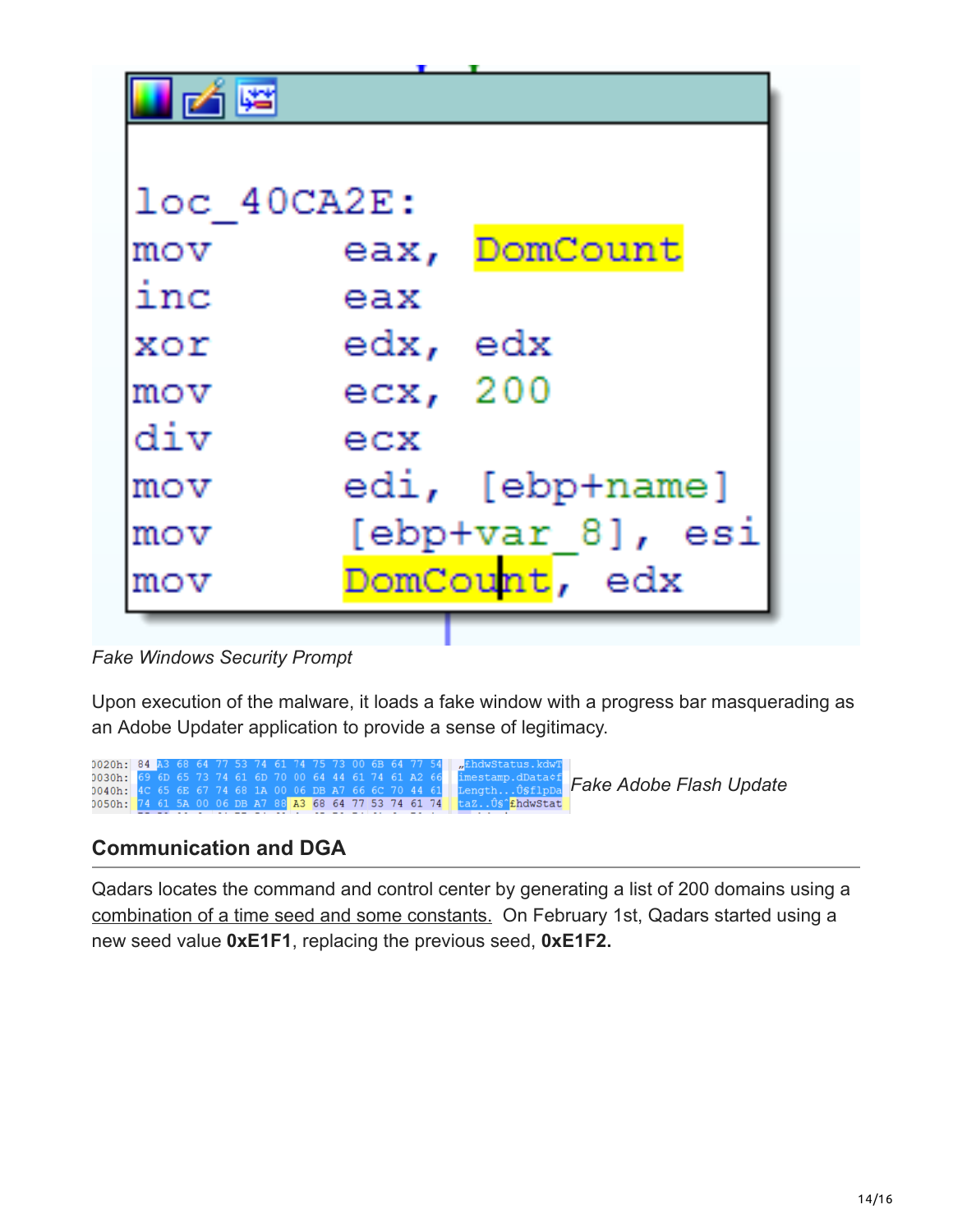```
loc_40CA2E:
mov     eax, DomCount
inc     eax
xor     edx, edx
mov     ecx, 200
div     ecx
mov     edi, [ebp+name]
mov     [ebp+var_8], esi
mov     DomCount, edx
```

*Fake Windows Security Prompt*

Upon execution of the malware, it loads a fake window with a progress bar masquerading as an Adobe Updater application to provide a sense of legitimacy.

```
0020h: 84 A3 68 64 77 53 74 61 74 75 73 00 6B 64 77 54   „£hdwStatus.kdwT
0030h: 69 6D 65 73 74 61 6D 70 00 64 44 61 74 61 A2 66   imestamp.dData¢f
0040h: 4C 65 6E 67 74 68 1A 00 06 DB A7 66 6C 70 44 61   Length...Û§flpDa
0050h: 74 61 5A 00 06 DB A7 88 A3 68 64 77 53 74 61 74   taZ..Û§ˆ£hdwStat
```

*Fake Adobe Flash Update*

## Communication and DGA

Qadars locates the command and control center by generating a list of 200 domains using a combination of a time seed and some constants. On February 1st, Qadars started using a new seed value **0xE1F1**, replacing the previous seed, **0xE1F2.**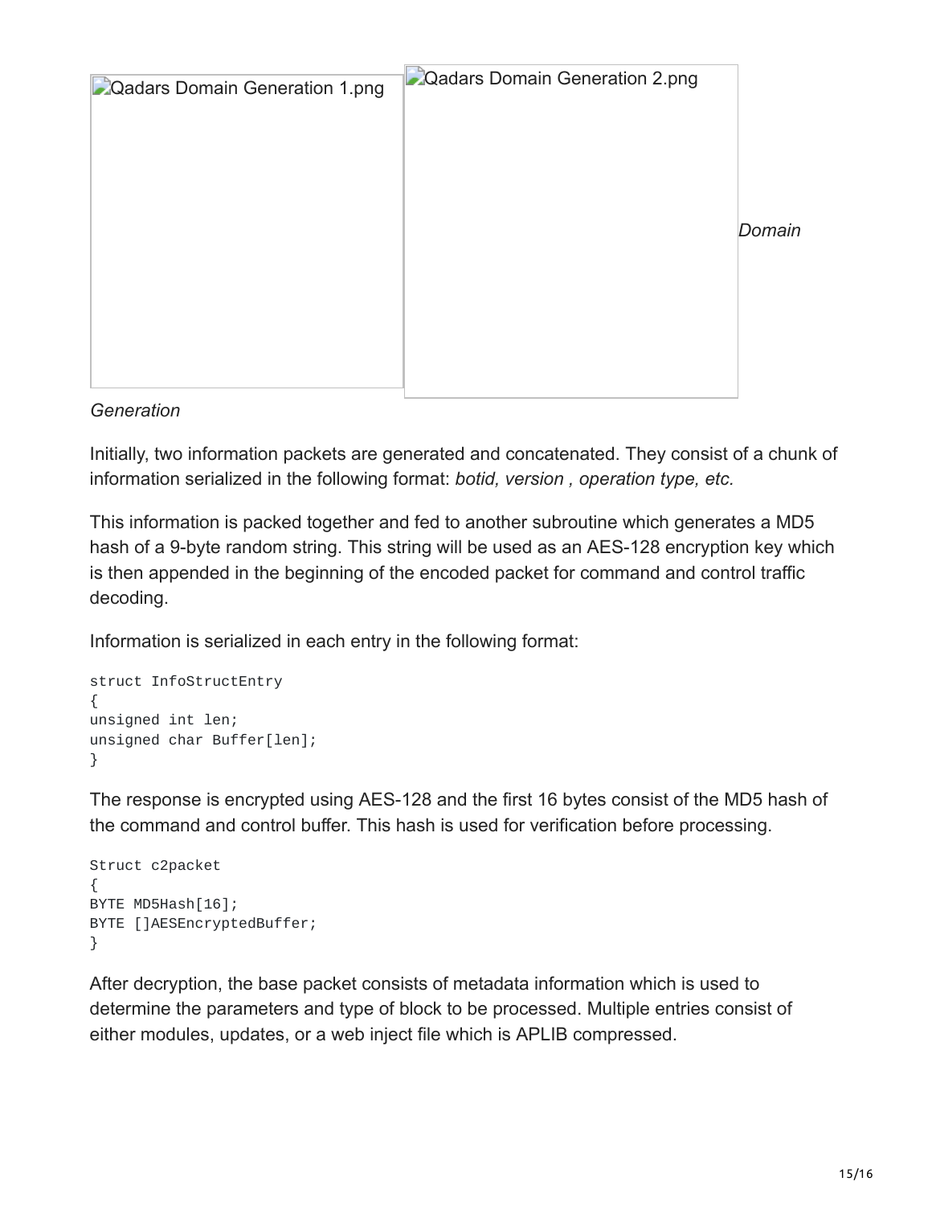Qadars Domain Generation 1.png

Qadars Domain Generation 2.png

*Domain Generation*

Initially, two information packets are generated and concatenated. They consist of a chunk of information serialized in the following format: *botid, version , operation type, etc.*

This information is packed together and fed to another subroutine which generates a MD5 hash of a 9-byte random string. This string will be used as an AES-128 encryption key which is then appended in the beginning of the encoded packet for command and control traffic decoding.

Information is serialized in each entry in the following format:

```
struct InfoStructEntry
{
unsigned int len;
unsigned char Buffer[len];
}
```

The response is encrypted using AES-128 and the first 16 bytes consist of the MD5 hash of the command and control buffer. This hash is used for verification before processing.

```
Struct c2packet
{
BYTE MD5Hash[16];
BYTE []AESEncryptedBuffer;
}
```

After decryption, the base packet consists of metadata information which is used to determine the parameters and type of block to be processed. Multiple entries consist of either modules, updates, or a web inject file which is APLIB compressed.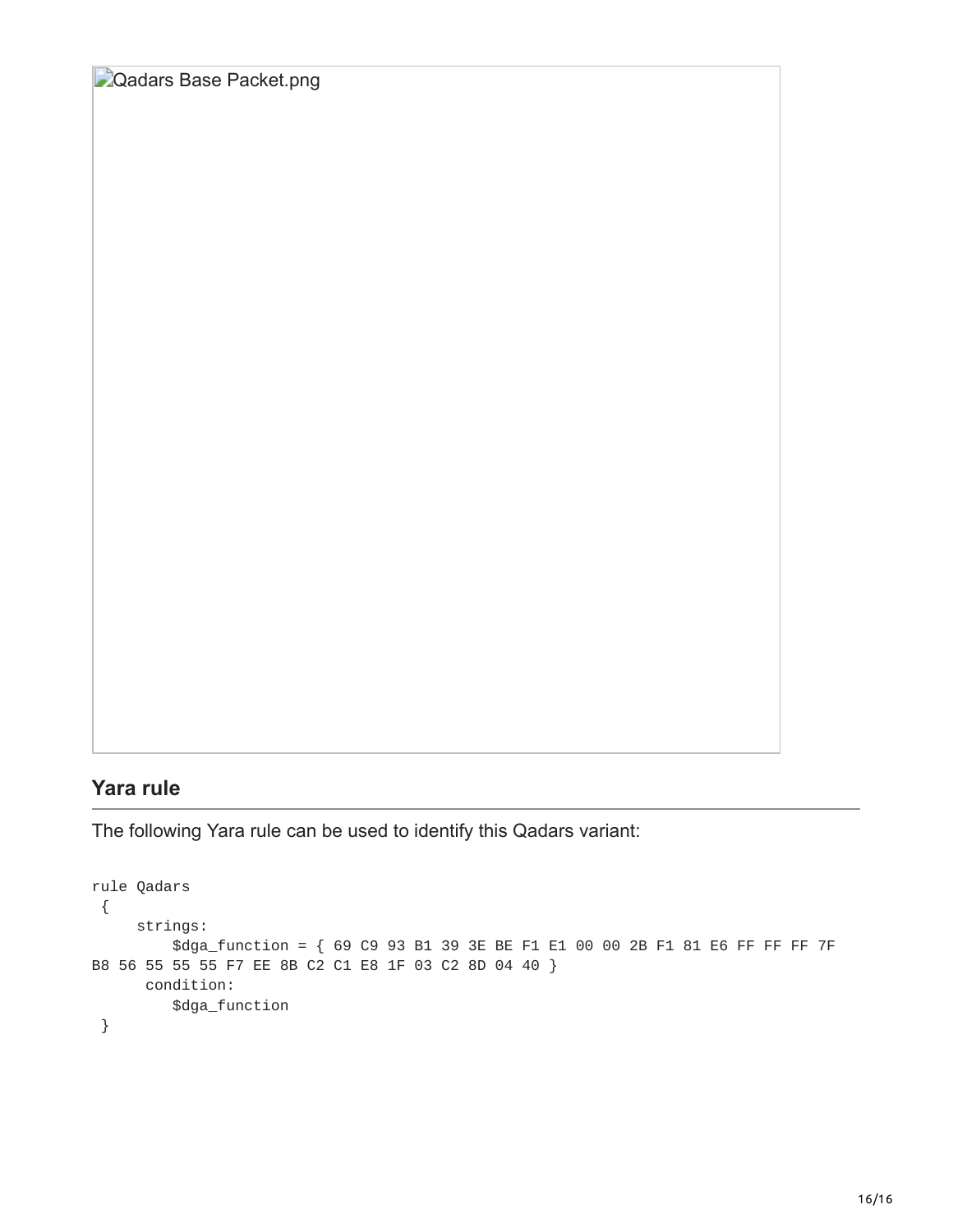Qadars Base Packet.png

## Yara rule

The following Yara rule can be used to identify this Qadars variant:

```
rule Qadars
 {
     strings:
         $dga_function = { 69 C9 93 B1 39 3E BE F1 E1 00 00 2B F1 81 E6 FF FF FF 7F
B8 56 55 55 55 F7 EE 8B C2 C1 E8 1F 03 C2 8D 04 40 }
      condition:
         $dga_function
 }
```